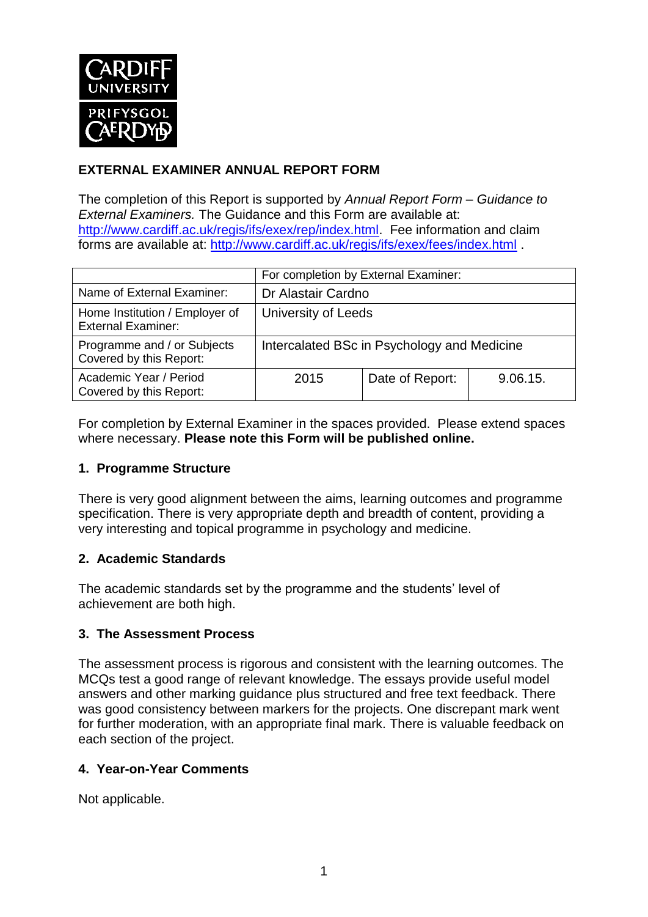**EXTERNAL EXAMINER ANNUAL REPORT FORM**

The completion of this Report is supported by *Annual Report Form – Guidance to External Examiners.* The Guidance and this Form are available at: http://www.cardiff.ac.uk/regis/ifs/exex/rep/index.html. Fee information and claim forms are available at: http://www.cardiff.ac.uk/regis/ifs/exex/fees/index.html .

| | For completion by External Examiner: | | |
|---|---|---|---|
| Name of External Examiner: | Dr Alastair Cardno | | |
| Home Institution / Employer of External Examiner: | University of Leeds | | |
| Programme and / or Subjects Covered by this Report: | Intercalated BSc in Psychology and Medicine | | |
| Academic Year / Period Covered by this Report: | 2015 | Date of Report: | 9.06.15. |

For completion by External Examiner in the spaces provided. Please extend spaces where necessary. **Please note this Form will be published online.**

### 1. Programme Structure

There is very good alignment between the aims, learning outcomes and programme specification. There is very appropriate depth and breadth of content, providing a very interesting and topical programme in psychology and medicine.

### 2. Academic Standards

The academic standards set by the programme and the students' level of achievement are both high.

### 3. The Assessment Process

The assessment process is rigorous and consistent with the learning outcomes. The MCQs test a good range of relevant knowledge. The essays provide useful model answers and other marking guidance plus structured and free text feedback. There was good consistency between markers for the projects. One discrepant mark went for further moderation, with an appropriate final mark. There is valuable feedback on each section of the project.

### 4. Year-on-Year Comments

Not applicable.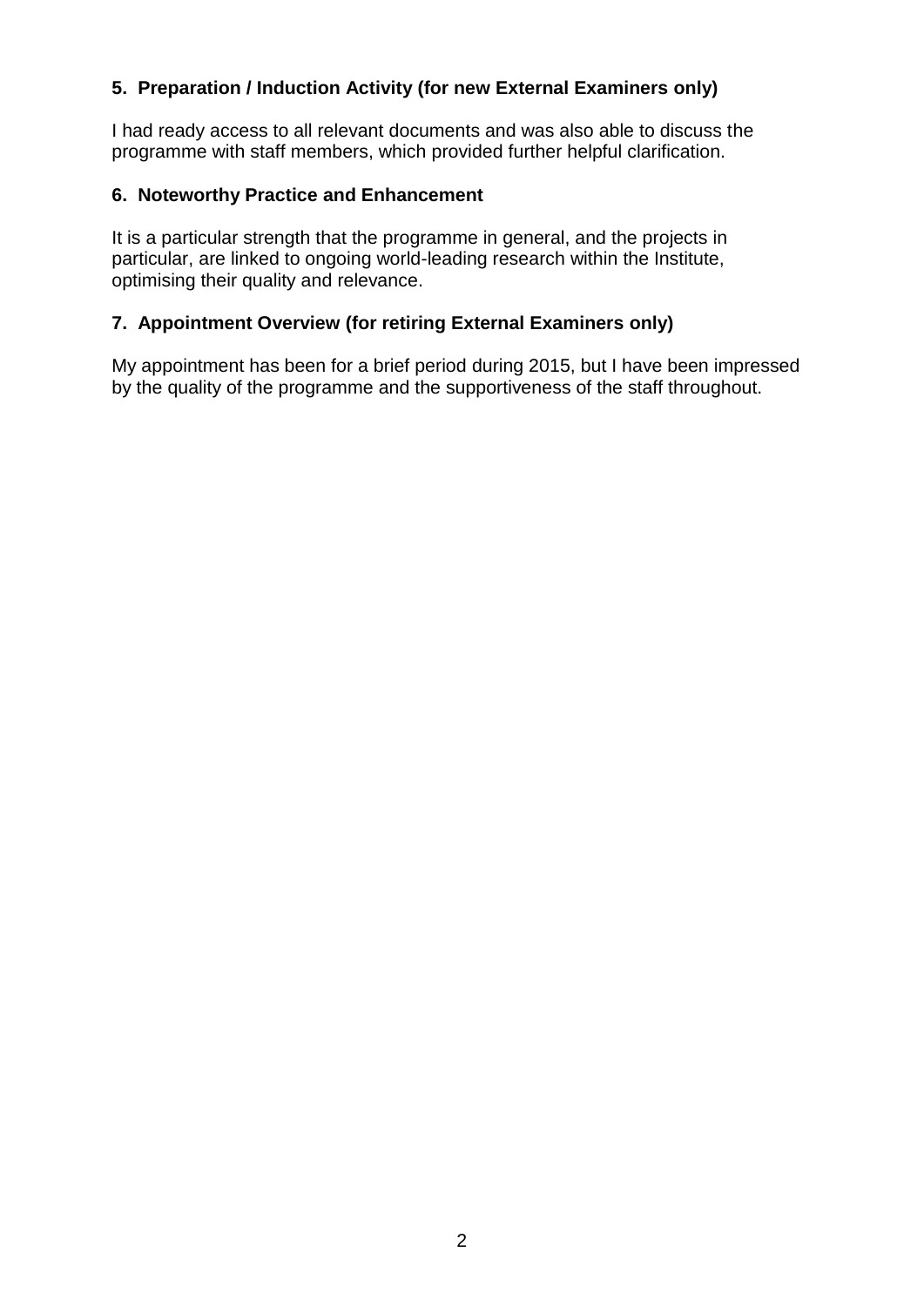### 5. Preparation / Induction Activity (for new External Examiners only)

I had ready access to all relevant documents and was also able to discuss the programme with staff members, which provided further helpful clarification.

### 6. Noteworthy Practice and Enhancement

It is a particular strength that the programme in general, and the projects in particular, are linked to ongoing world-leading research within the Institute, optimising their quality and relevance.

### 7. Appointment Overview (for retiring External Examiners only)

My appointment has been for a brief period during 2015, but I have been impressed by the quality of the programme and the supportiveness of the staff throughout.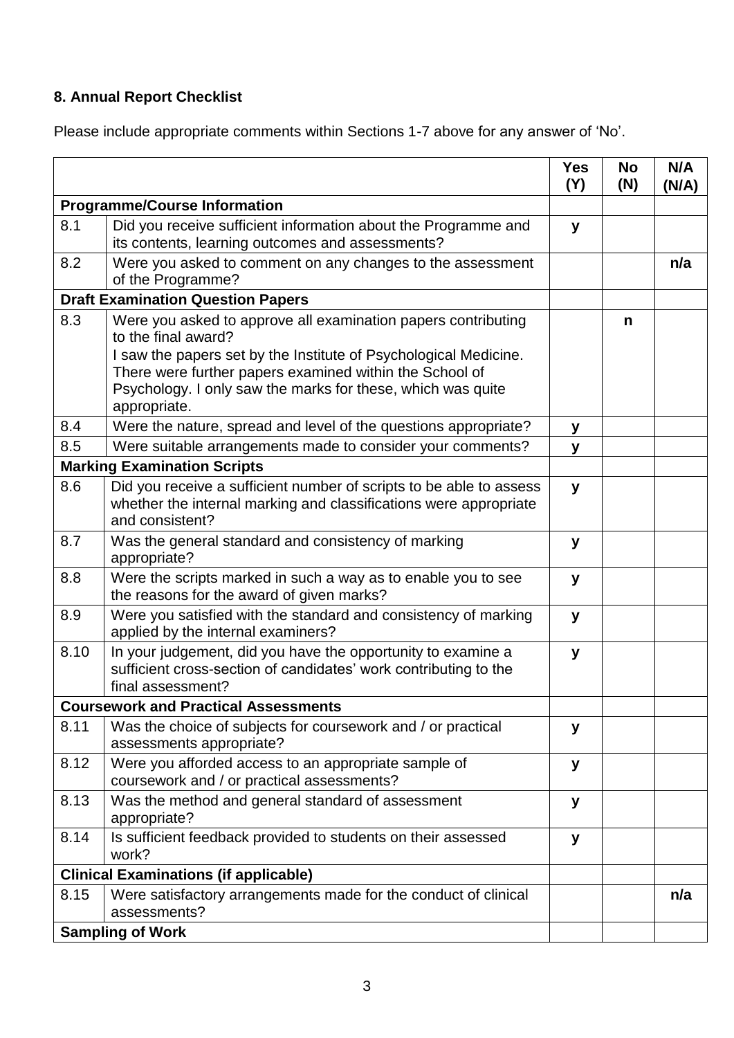## 8. Annual Report Checklist

Please include appropriate comments within Sections 1-7 above for any answer of 'No'.

| | | Yes (Y) | No (N) | N/A (N/A) |
|---|---|---|---|---|
| **Programme/Course Information** | | | | |
| 8.1 | Did you receive sufficient information about the Programme and its contents, learning outcomes and assessments? | y | | |
| 8.2 | Were you asked to comment on any changes to the assessment of the Programme? | | | n/a |
| **Draft Examination Question Papers** | | | | |
| 8.3 | Were you asked to approve all examination papers contributing to the final award? I saw the papers set by the Institute of Psychological Medicine. There were further papers examined within the School of Psychology. I only saw the marks for these, which was quite appropriate. | | n | |
| 8.4 | Were the nature, spread and level of the questions appropriate? | y | | |
| 8.5 | Were suitable arrangements made to consider your comments? | y | | |
| **Marking Examination Scripts** | | | | |
| 8.6 | Did you receive a sufficient number of scripts to be able to assess whether the internal marking and classifications were appropriate and consistent? | y | | |
| 8.7 | Was the general standard and consistency of marking appropriate? | y | | |
| 8.8 | Were the scripts marked in such a way as to enable you to see the reasons for the award of given marks? | y | | |
| 8.9 | Were you satisfied with the standard and consistency of marking applied by the internal examiners? | y | | |
| 8.10 | In your judgement, did you have the opportunity to examine a sufficient cross-section of candidates' work contributing to the final assessment? | y | | |
| **Coursework and Practical Assessments** | | | | |
| 8.11 | Was the choice of subjects for coursework and / or practical assessments appropriate? | y | | |
| 8.12 | Were you afforded access to an appropriate sample of coursework and / or practical assessments? | y | | |
| 8.13 | Was the method and general standard of assessment appropriate? | y | | |
| 8.14 | Is sufficient feedback provided to students on their assessed work? | y | | |
| **Clinical Examinations (if applicable)** | | | | |
| 8.15 | Were satisfactory arrangements made for the conduct of clinical assessments? | | | n/a |
| **Sampling of Work** | | | | |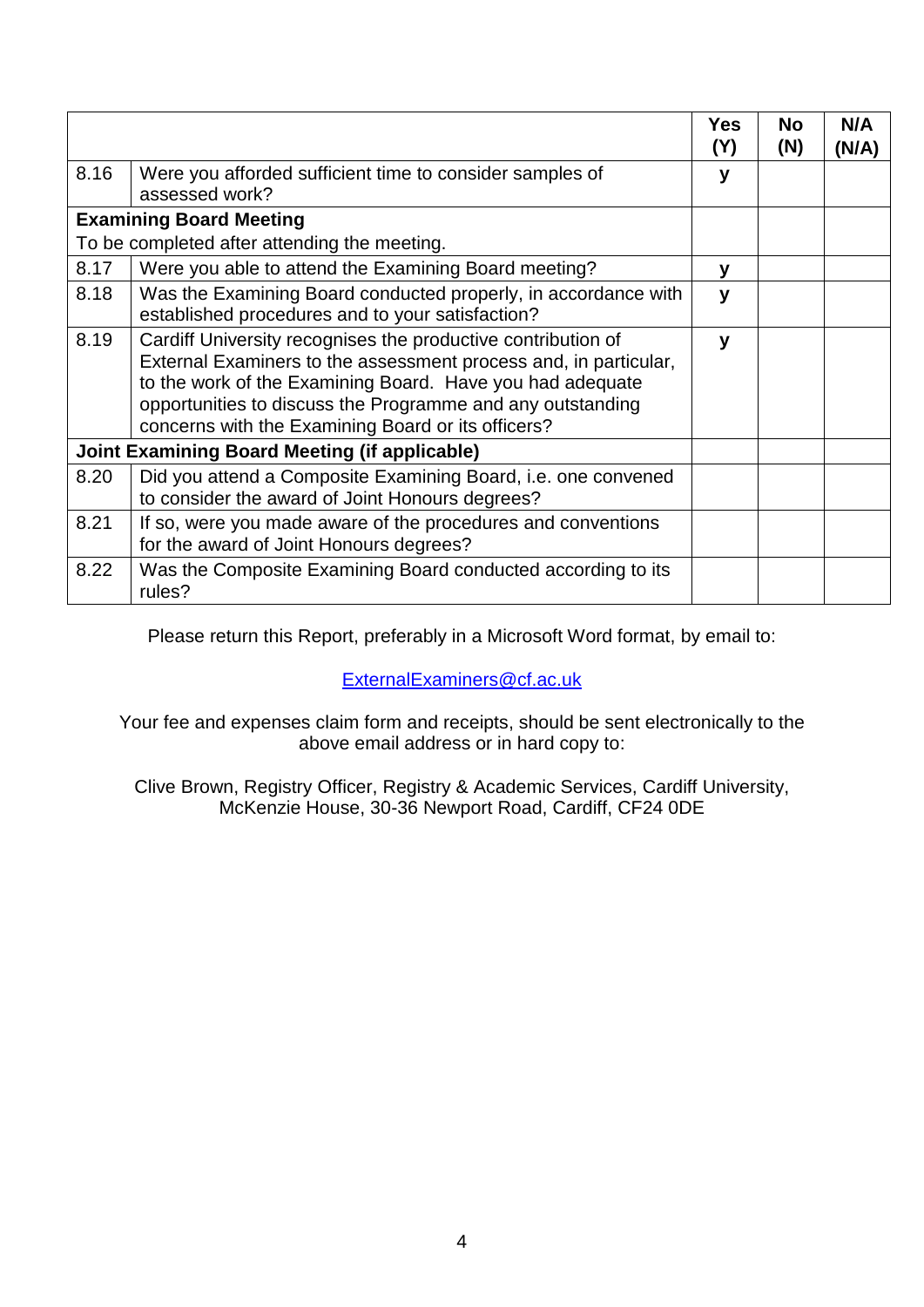| | | Yes (Y) | No (N) | N/A (N/A) |
|---|---|---|---|---|
| 8.16 | Were you afforded sufficient time to consider samples of assessed work? | y | | |
| **Examining Board Meeting** To be completed after attending the meeting. | | | | |
| 8.17 | Were you able to attend the Examining Board meeting? | y | | |
| 8.18 | Was the Examining Board conducted properly, in accordance with established procedures and to your satisfaction? | y | | |
| 8.19 | Cardiff University recognises the productive contribution of External Examiners to the assessment process and, in particular, to the work of the Examining Board. Have you had adequate opportunities to discuss the Programme and any outstanding concerns with the Examining Board or its officers? | y | | |
| **Joint Examining Board Meeting (if applicable)** | | | | |
| 8.20 | Did you attend a Composite Examining Board, i.e. one convened to consider the award of Joint Honours degrees? | | | |
| 8.21 | If so, were you made aware of the procedures and conventions for the award of Joint Honours degrees? | | | |
| 8.22 | Was the Composite Examining Board conducted according to its rules? | | | |

Please return this Report, preferably in a Microsoft Word format, by email to:

ExternalExaminers@cf.ac.uk

Your fee and expenses claim form and receipts, should be sent electronically to the above email address or in hard copy to:

Clive Brown, Registry Officer, Registry & Academic Services, Cardiff University, McKenzie House, 30-36 Newport Road, Cardiff, CF24 0DE